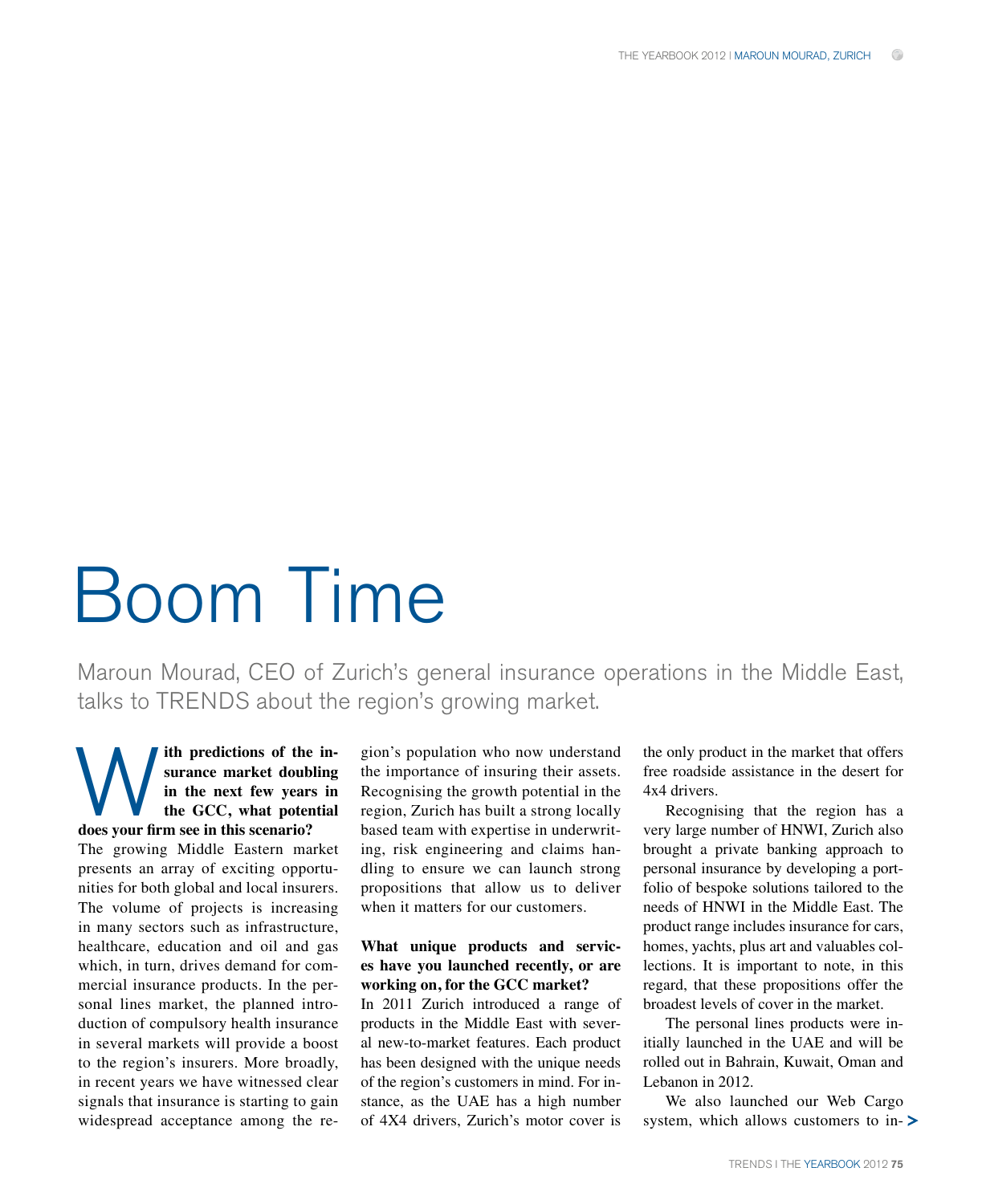# Boom Time

Maroun Mourad, CEO of Zurich's general insurance operations in the Middle East, talks to TRENDS about the region's growing market.

**With predictions of the insurance market doubling in the next few years in the GCC, what potential does your firm see in this scenario?**

The growing Middle Eastern market presents an array of exciting opportunities for both global and local insurers. The volume of projects is increasing in many sectors such as infrastructure, healthcare, education and oil and gas which, in turn, drives demand for commercial insurance products. In the personal lines market, the planned introduction of compulsory health insurance in several markets will provide a boost to the region's insurers. More broadly, in recent years we have witnessed clear signals that insurance is starting to gain widespread acceptance among the region's population who now understand the importance of insuring their assets. Recognising the growth potential in the region, Zurich has built a strong locally based team with expertise in underwriting, risk engineering and claims handling to ensure we can launch strong propositions that allow us to deliver when it matters for our customers.

**What unique products and services have you launched recently, or are working on, for the GCC market?**

In 2011 Zurich introduced a range of products in the Middle East with several new-to-market features. Each product has been designed with the unique needs of the region's customers in mind. For instance, as the UAE has a high number of 4X4 drivers, Zurich's motor cover is the only product in the market that offers free roadside assistance in the desert for 4x4 drivers.

Recognising that the region has a very large number of HNWI, Zurich also brought a private banking approach to personal insurance by developing a portfolio of bespoke solutions tailored to the needs of HNWI in the Middle East. The product range includes insurance for cars, homes, yachts, plus art and valuables collections. It is important to note, in this regard, that these propositions offer the broadest levels of cover in the market.

The personal lines products were initially launched in the UAE and will be rolled out in Bahrain, Kuwait, Oman and Lebanon in 2012.

We also launched our Web Cargo system, which allows customers to in-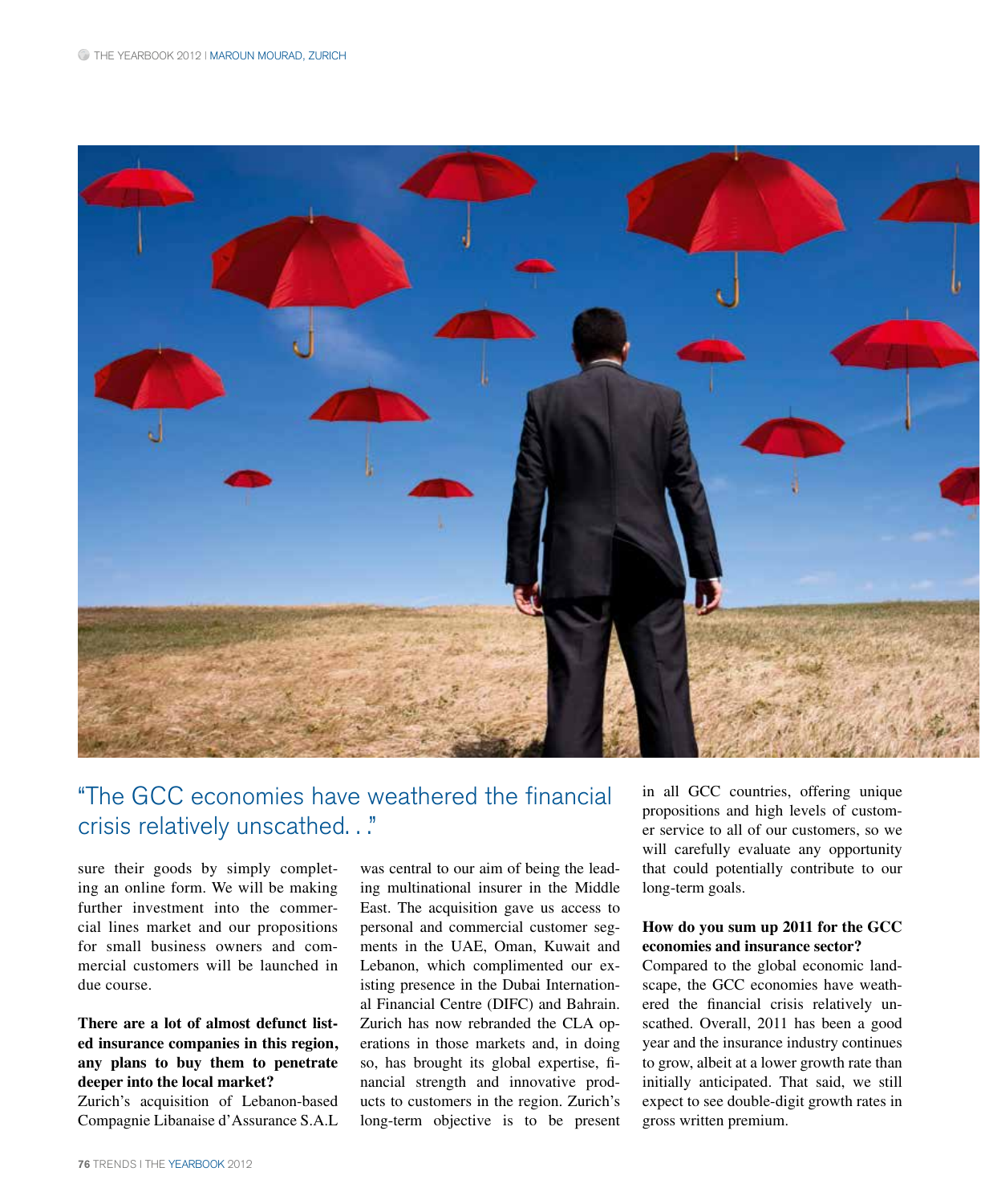"The GCC economies have weathered the financial crisis relatively unscathed. . ."

sure their goods by simply completing an online form. We will be making further investment into the commercial lines market and our propositions for small business owners and commercial customers will be launched in due course.

**There are a lot of almost defunct listed insurance companies in this region, any plans to buy them to penetrate deeper into the local market?**

Zurich's acquisition of Lebanon-based Compagnie Libanaise d'Assurance S.A.L was central to our aim of being the leading multinational insurer in the Middle East. The acquisition gave us access to personal and commercial customer segments in the UAE, Oman, Kuwait and Lebanon, which complimented our existing presence in the Dubai International Financial Centre (DIFC) and Bahrain. Zurich has now rebranded the CLA operations in those markets and, in doing so, has brought its global expertise, financial strength and innovative products to customers in the region. Zurich's long-term objective is to be present in all GCC countries, offering unique propositions and high levels of customer service to all of our customers, so we will carefully evaluate any opportunity that could potentially contribute to our long-term goals.

**How do you sum up 2011 for the GCC economies and insurance sector?**

Compared to the global economic landscape, the GCC economies have weathered the financial crisis relatively unscathed. Overall, 2011 has been a good year and the insurance industry continues to grow, albeit at a lower growth rate than initially anticipated. That said, we still expect to see double-digit growth rates in gross written premium.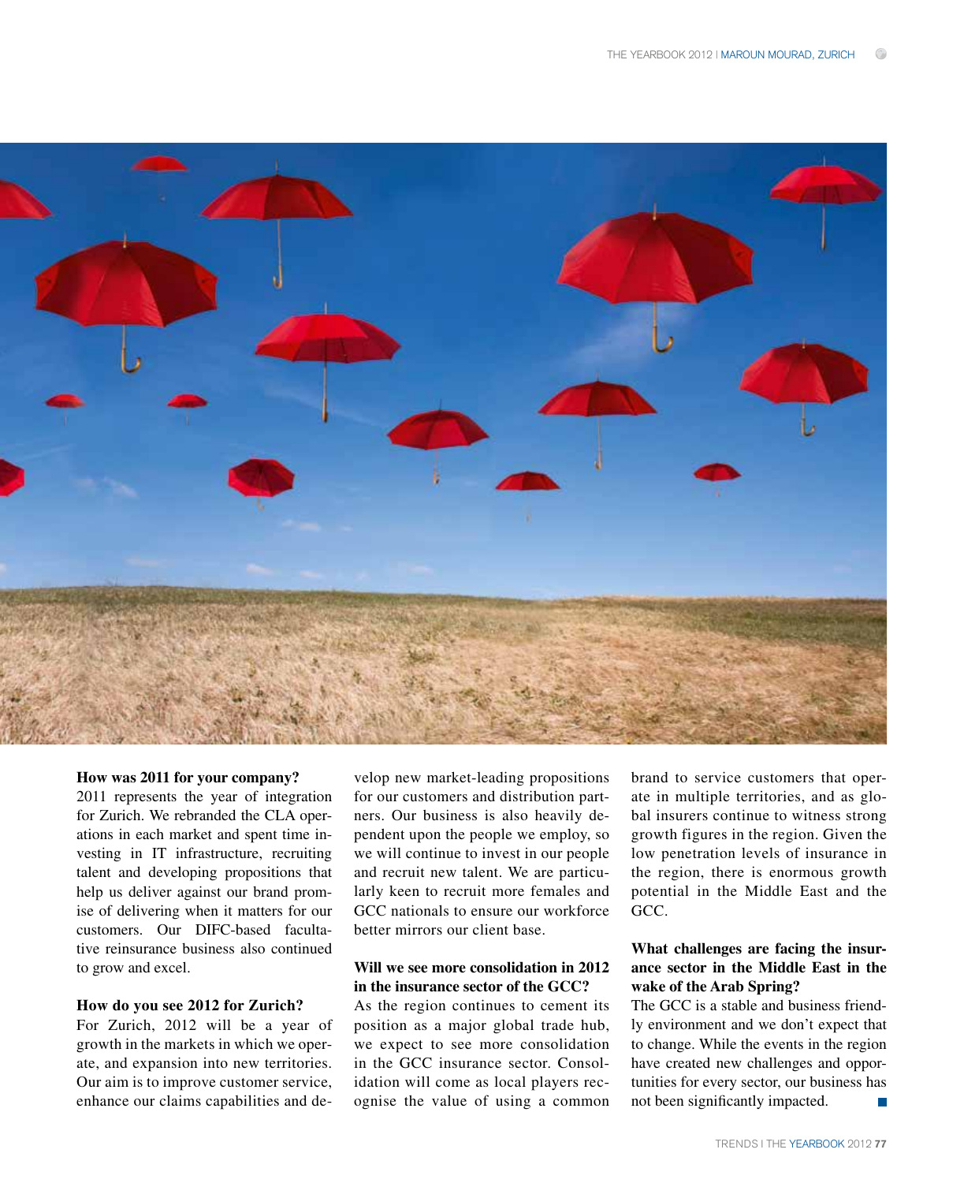**How was 2011 for your company?**

2011 represents the year of integration for Zurich. We rebranded the CLA operations in each market and spent time investing in IT infrastructure, recruiting talent and developing propositions that help us deliver against our brand promise of delivering when it matters for our customers. Our DIFC-based facultative reinsurance business also continued to grow and excel.

**How do you see 2012 for Zurich?**

For Zurich, 2012 will be a year of growth in the markets in which we operate, and expansion into new territories. Our aim is to improve customer service, enhance our claims capabilities and develop new market-leading propositions for our customers and distribution partners. Our business is also heavily dependent upon the people we employ, so we will continue to invest in our people and recruit new talent. We are particularly keen to recruit more females and GCC nationals to ensure our workforce better mirrors our client base.

**Will we see more consolidation in 2012 in the insurance sector of the GCC?**

As the region continues to cement its position as a major global trade hub, we expect to see more consolidation in the GCC insurance sector. Consolidation will come as local players recognise the value of using a common brand to service customers that operate in multiple territories, and as global insurers continue to witness strong growth figures in the region. Given the low penetration levels of insurance in the region, there is enormous growth potential in the Middle East and the GCC.

**What challenges are facing the insurance sector in the Middle East in the wake of the Arab Spring?**

The GCC is a stable and business friendly environment and we don't expect that to change. While the events in the region have created new challenges and opportunities for every sector, our business has not been significantly impacted.